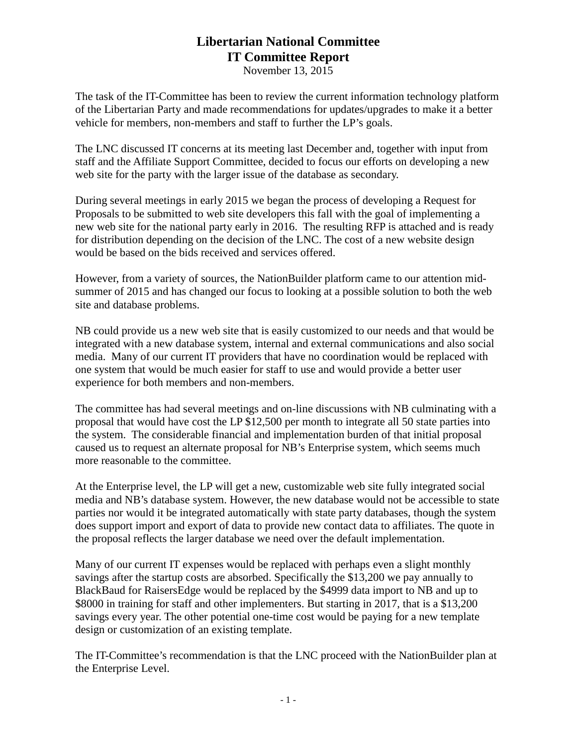# Libertarian National Committee
## IT Committee Report

November 13, 2015

The task of the IT-Committee has been to review the current information technology platform of the Libertarian Party and made recommendations for updates/upgrades to make it a better vehicle for members, non-members and staff to further the LP's goals.

The LNC discussed IT concerns at its meeting last December and, together with input from staff and the Affiliate Support Committee, decided to focus our efforts on developing a new web site for the party with the larger issue of the database as secondary.

During several meetings in early 2015 we began the process of developing a Request for Proposals to be submitted to web site developers this fall with the goal of implementing a new web site for the national party early in 2016. The resulting RFP is attached and is ready for distribution depending on the decision of the LNC. The cost of a new website design would be based on the bids received and services offered.

However, from a variety of sources, the NationBuilder platform came to our attention mid-summer of 2015 and has changed our focus to looking at a possible solution to both the web site and database problems.

NB could provide us a new web site that is easily customized to our needs and that would be integrated with a new database system, internal and external communications and also social media. Many of our current IT providers that have no coordination would be replaced with one system that would be much easier for staff to use and would provide a better user experience for both members and non-members.

The committee has had several meetings and on-line discussions with NB culminating with a proposal that would have cost the LP $12,500 per month to integrate all 50 state parties into the system. The considerable financial and implementation burden of that initial proposal caused us to request an alternate proposal for NB's Enterprise system, which seems much more reasonable to the committee.

At the Enterprise level, the LP will get a new, customizable web site fully integrated social media and NB's database system. However, the new database would not be accessible to state parties nor would it be integrated automatically with state party databases, though the system does support import and export of data to provide new contact data to affiliates. The quote in the proposal reflects the larger database we need over the default implementation.

Many of our current IT expenses would be replaced with perhaps even a slight monthly savings after the startup costs are absorbed. Specifically the $13,200 we pay annually to BlackBaud for RaisersEdge would be replaced by the $4999 data import to NB and up to $8000 in training for staff and other implementers. But starting in 2017, that is a $13,200 savings every year. The other potential one-time cost would be paying for a new template design or customization of an existing template.

The IT-Committee's recommendation is that the LNC proceed with the NationBuilder plan at the Enterprise Level.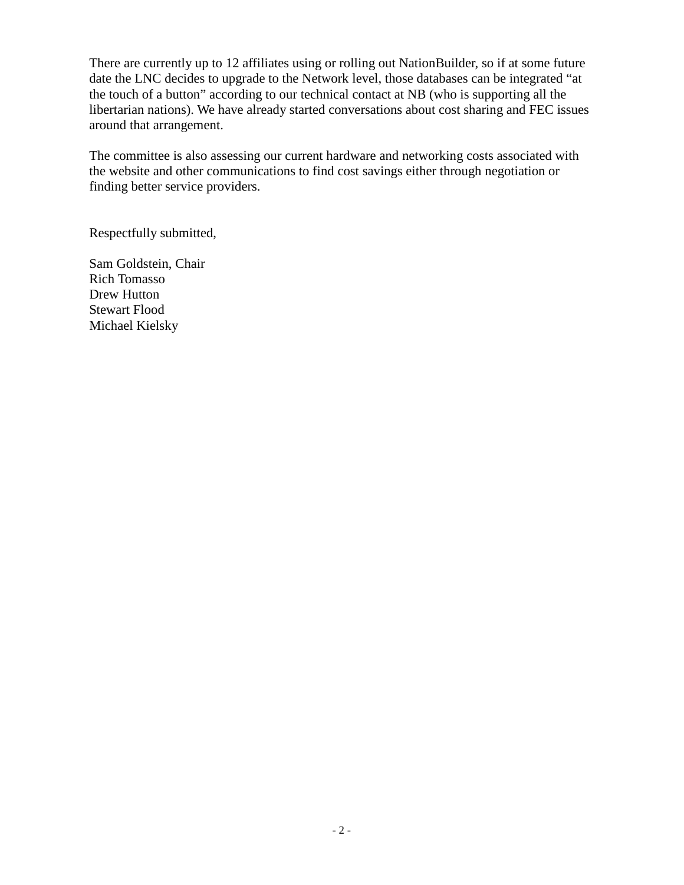There are currently up to 12 affiliates using or rolling out NationBuilder, so if at some future date the LNC decides to upgrade to the Network level, those databases can be integrated "at the touch of a button" according to our technical contact at NB (who is supporting all the libertarian nations). We have already started conversations about cost sharing and FEC issues around that arrangement.

The committee is also assessing our current hardware and networking costs associated with the website and other communications to find cost savings either through negotiation or finding better service providers.

Respectfully submitted,

Sam Goldstein, Chair  
Rich Tomasso  
Drew Hutton  
Stewart Flood  
Michael Kielsky